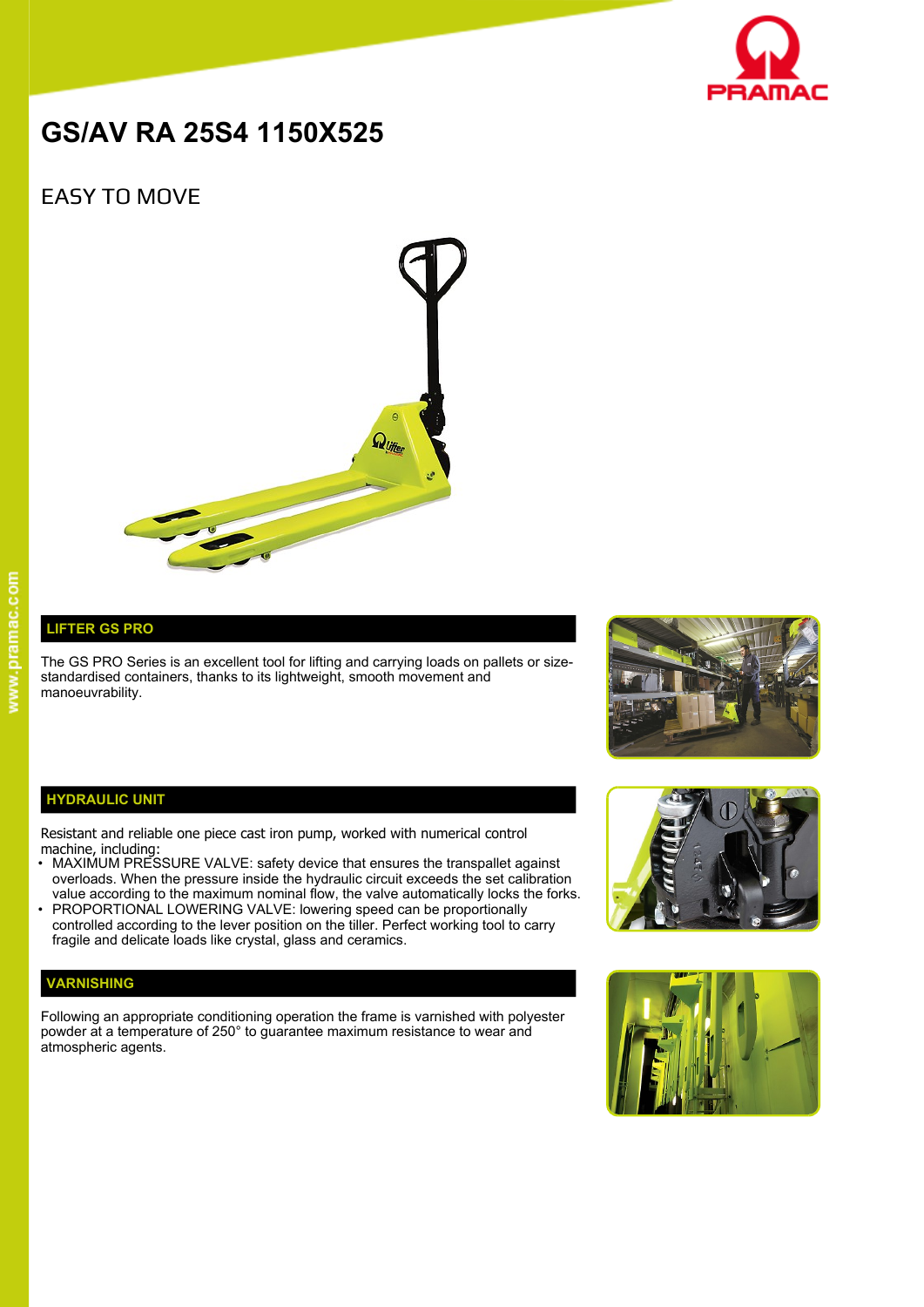# GS/AV RA 25S4 1150X525

## EASY TO MOVE

### LIFTER GS PRO

The GS PRO Series is an excellent tool for lifting and carrying loads on pallets or size-standardised containers, thanks to its lightweight, smooth movement and manoeuvrability.

### HYDRAULIC UNIT

Resistant and reliable one piece cast iron pump, worked with numerical control machine, including:

- MAXIMUM PRESSURE VALVE: safety device that ensures the transpallet against overloads. When the pressure inside the hydraulic circuit exceeds the set calibration value according to the maximum nominal flow, the valve automatically locks the forks.
- PROPORTIONAL LOWERING VALVE: lowering speed can be proportionally controlled according to the lever position on the tiller. Perfect working tool to carry fragile and delicate loads like crystal, glass and ceramics.

### VARNISHING

Following an appropriate conditioning operation the frame is varnished with polyester powder at a temperature of 250° to guarantee maximum resistance to wear and atmospheric agents.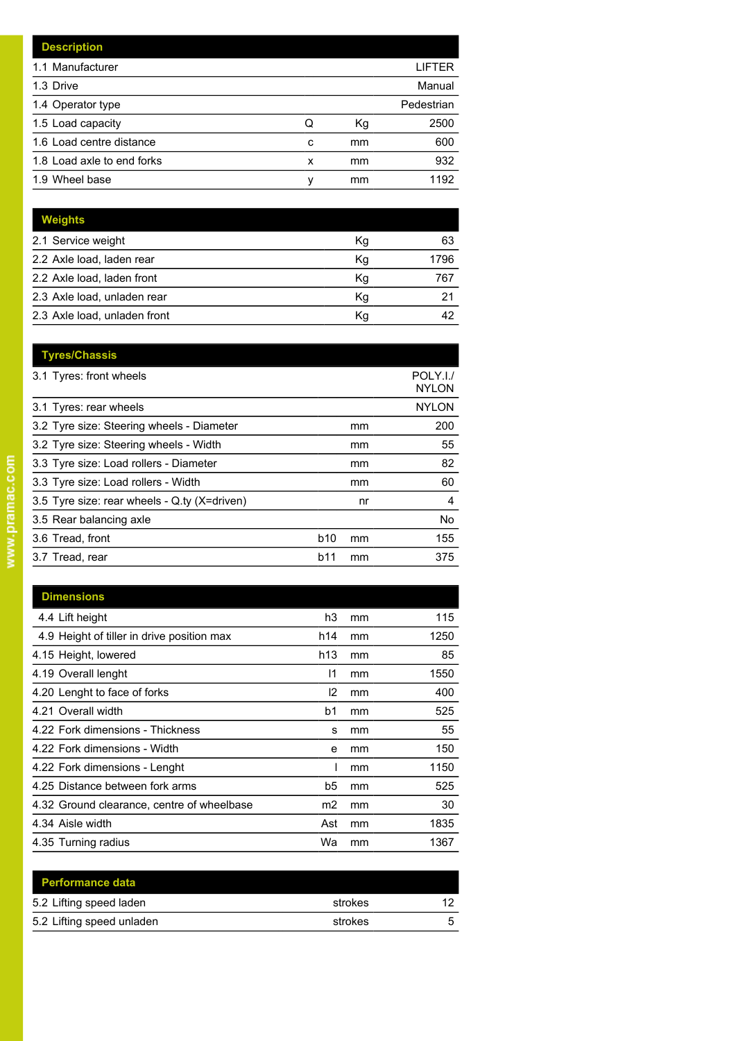| Description | | | |
|---|---|---|---|
| 1.1 Manufacturer | | | LIFTER |
| 1.3 Drive | | | Manual |
| 1.4 Operator type | | | Pedestrian |
| 1.5 Load capacity | Q | Kg | 2500 |
| 1.6 Load centre distance | c | mm | 600 |
| 1.8 Load axle to end forks | x | mm | 932 |
| 1.9 Wheel base | y | mm | 1192 |

| Weights | | |
|---|---|---|
| 2.1 Service weight | Kg | 63 |
| 2.2 Axle load, laden rear | Kg | 1796 |
| 2.2 Axle load, laden front | Kg | 767 |
| 2.3 Axle load, unladen rear | Kg | 21 |
| 2.3 Axle load, unladen front | Kg | 42 |

| Tyres/Chassis | | | |
|---|---|---|---|
| 3.1 Tyres: front wheels | | | POLY.I./ NYLON |
| 3.1 Tyres: rear wheels | | | NYLON |
| 3.2 Tyre size: Steering wheels - Diameter | | mm | 200 |
| 3.2 Tyre size: Steering wheels - Width | | mm | 55 |
| 3.3 Tyre size: Load rollers - Diameter | | mm | 82 |
| 3.3 Tyre size: Load rollers - Width | | mm | 60 |
| 3.5 Tyre size: rear wheels - Q.ty (X=driven) | | nr | 4 |
| 3.5 Rear balancing axle | | | No |
| 3.6 Tread, front | b10 | mm | 155 |
| 3.7 Tread, rear | b11 | mm | 375 |

| Dimensions | | | |
|---|---|---|---|
| 4.4 Lift height | h3 | mm | 115 |
| 4.9 Height of tiller in drive position max | h14 | mm | 1250 |
| 4.15 Height, lowered | h13 | mm | 85 |
| 4.19 Overall lenght | l1 | mm | 1550 |
| 4.20 Lenght to face of forks | l2 | mm | 400 |
| 4.21 Overall width | b1 | mm | 525 |
| 4.22 Fork dimensions - Thickness | s | mm | 55 |
| 4.22 Fork dimensions - Width | e | mm | 150 |
| 4.22 Fork dimensions - Lenght | l | mm | 1150 |
| 4.25 Distance between fork arms | b5 | mm | 525 |
| 4.32 Ground clearance, centre of wheelbase | m2 | mm | 30 |
| 4.34 Aisle width | Ast | mm | 1835 |
| 4.35 Turning radius | Wa | mm | 1367 |

| Performance data | | |
|---|---|---|
| 5.2 Lifting speed laden | strokes | 12 |
| 5.2 Lifting speed unladen | strokes | 5 |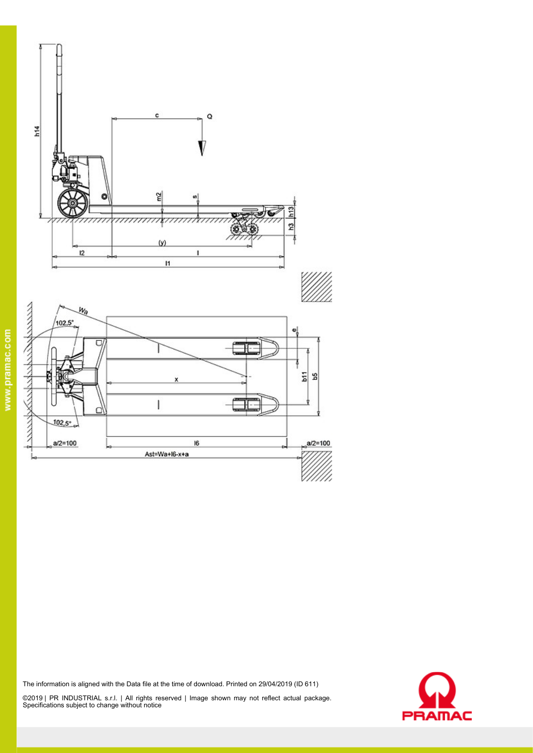h14

c

Q

m2

s

h13

h3

(y)

l2

l

l1

Wa

102,5°

e

x

b11

b5

102,5°

a/2=100

l6

a/2=100

Ast=Wa+l6-x+a

The information is aligned with the Data file at the time of download. Printed on 29/04/2019 (ID 611)

©2019 | PR INDUSTRIAL s.r.l. | All rights reserved | Image shown may not reflect actual package.
Specifications subject to change without notice